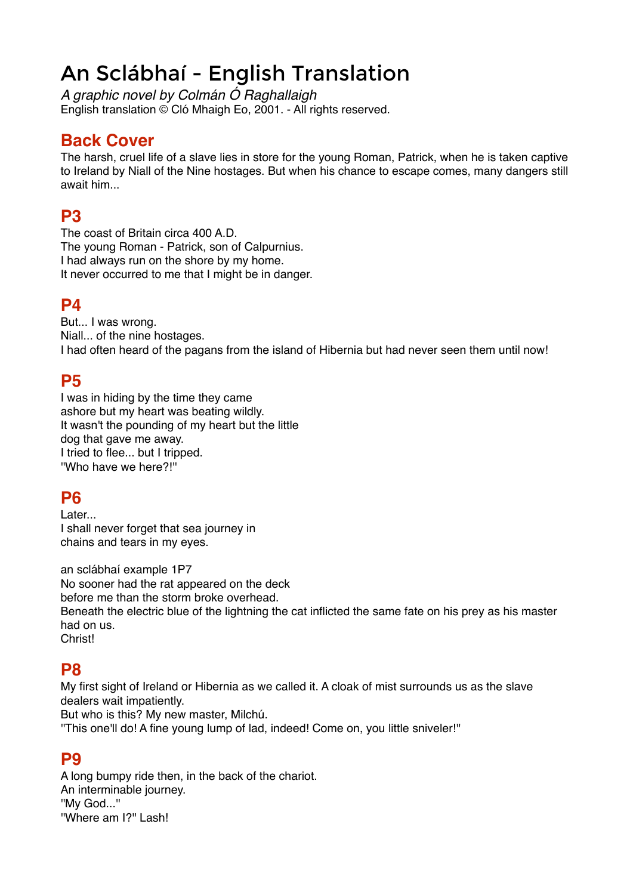# An Sclábhaí - English Translation

*A graphic novel by Colmán Ó Raghallaigh*
English translation © Cló Mhaigh Eo, 2001. - All rights reserved.

## Back Cover

The harsh, cruel life of a slave lies in store for the young Roman, Patrick, when he is taken captive to Ireland by Niall of the Nine hostages. But when his chance to escape comes, many dangers still await him...

## P3

The coast of Britain circa 400 A.D.
The young Roman - Patrick, son of Calpurnius.
I had always run on the shore by my home.
It never occurred to me that I might be in danger.

## P4

But... I was wrong.
Niall... of the nine hostages.
I had often heard of the pagans from the island of Hibernia but had never seen them until now!

## P5

I was in hiding by the time they came ashore but my heart was beating wildly.
It wasn't the pounding of my heart but the little dog that gave me away.
I tried to flee... but I tripped.
"Who have we here?!"

## P6

Later...
I shall never forget that sea journey in chains and tears in my eyes.

an sclábhaí example 1P7
No sooner had the rat appeared on the deck before me than the storm broke overhead.
Beneath the electric blue of the lightning the cat inflicted the same fate on his prey as his master had on us.
Christ!

## P8

My first sight of Ireland or Hibernia as we called it. A cloak of mist surrounds us as the slave dealers wait impatiently.
But who is this? My new master, Milchú.
"This one'll do! A fine young lump of lad, indeed! Come on, you little sniveler!"

## P9

A long bumpy ride then, in the back of the chariot.
An interminable journey.
"My God..."
"Where am I?" Lash!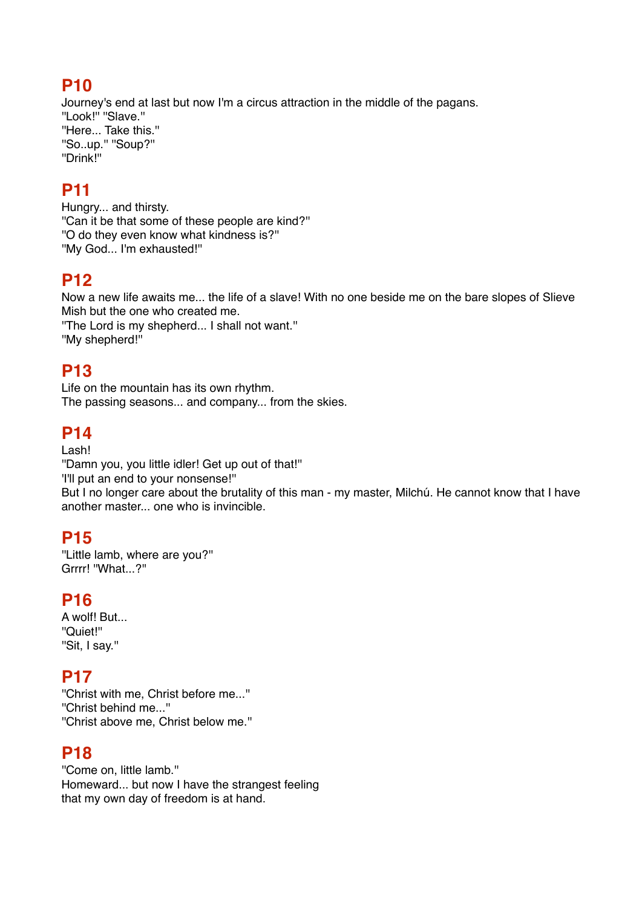## P10

Journey's end at last but now I'm a circus attraction in the middle of the pagans.
"Look!" "Slave."
"Here... Take this."
"So..up." "Soup?"
"Drink!"

## P11

Hungry... and thirsty.
"Can it be that some of these people are kind?"
"O do they even know what kindness is?"
"My God... I'm exhausted!"

## P12

Now a new life awaits me... the life of a slave! With no one beside me on the bare slopes of Slieve Mish but the one who created me.
"The Lord is my shepherd... I shall not want."
"My shepherd!"

## P13

Life on the mountain has its own rhythm.
The passing seasons... and company... from the skies.

## P14

Lash!
"Damn you, you little idler! Get up out of that!"
'I'll put an end to your nonsense!"
But I no longer care about the brutality of this man - my master, Milchú. He cannot know that I have another master... one who is invincible.

## P15

"Little lamb, where are you?"
Grrrr! "What...?"

## P16

A wolf! But...
"Quiet!"
"Sit, I say."

## P17

"Christ with me, Christ before me..."
"Christ behind me..."
"Christ above me, Christ below me."

## P18

"Come on, little lamb."
Homeward... but now I have the strangest feeling
that my own day of freedom is at hand.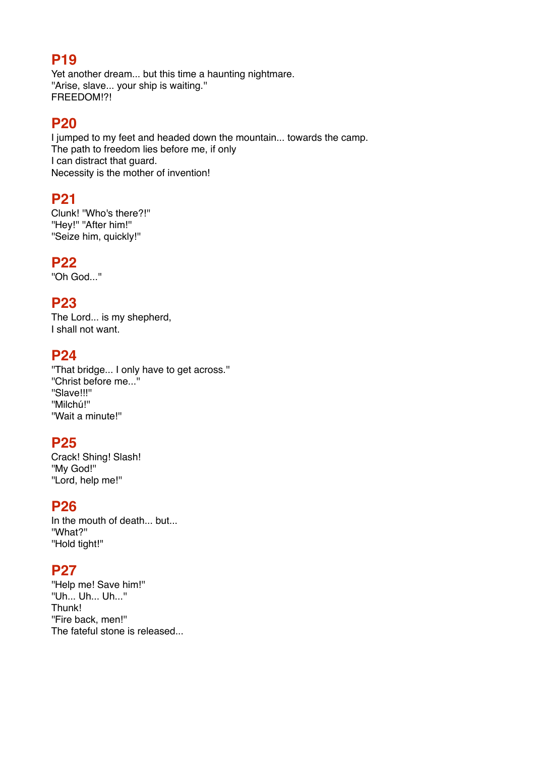## P19

Yet another dream... but this time a haunting nightmare.
"Arise, slave... your ship is waiting."
FREEDOM!?!

## P20

I jumped to my feet and headed down the mountain... towards the camp.
The path to freedom lies before me, if only
I can distract that guard.
Necessity is the mother of invention!

## P21

Clunk! "Who's there?!"
"Hey!" "After him!"
"Seize him, quickly!"

## P22

"Oh God..."

## P23

The Lord... is my shepherd,
I shall not want.

## P24

"That bridge... I only have to get across."
"Christ before me..."
"Slave!!!"
"Milchú!"
"Wait a minute!"

## P25

Crack! Shing! Slash!
"My God!"
"Lord, help me!"

## P26

In the mouth of death... but...
"What?"
"Hold tight!"

## P27

"Help me! Save him!"
"Uh... Uh... Uh..."
Thunk!
"Fire back, men!"
The fateful stone is released...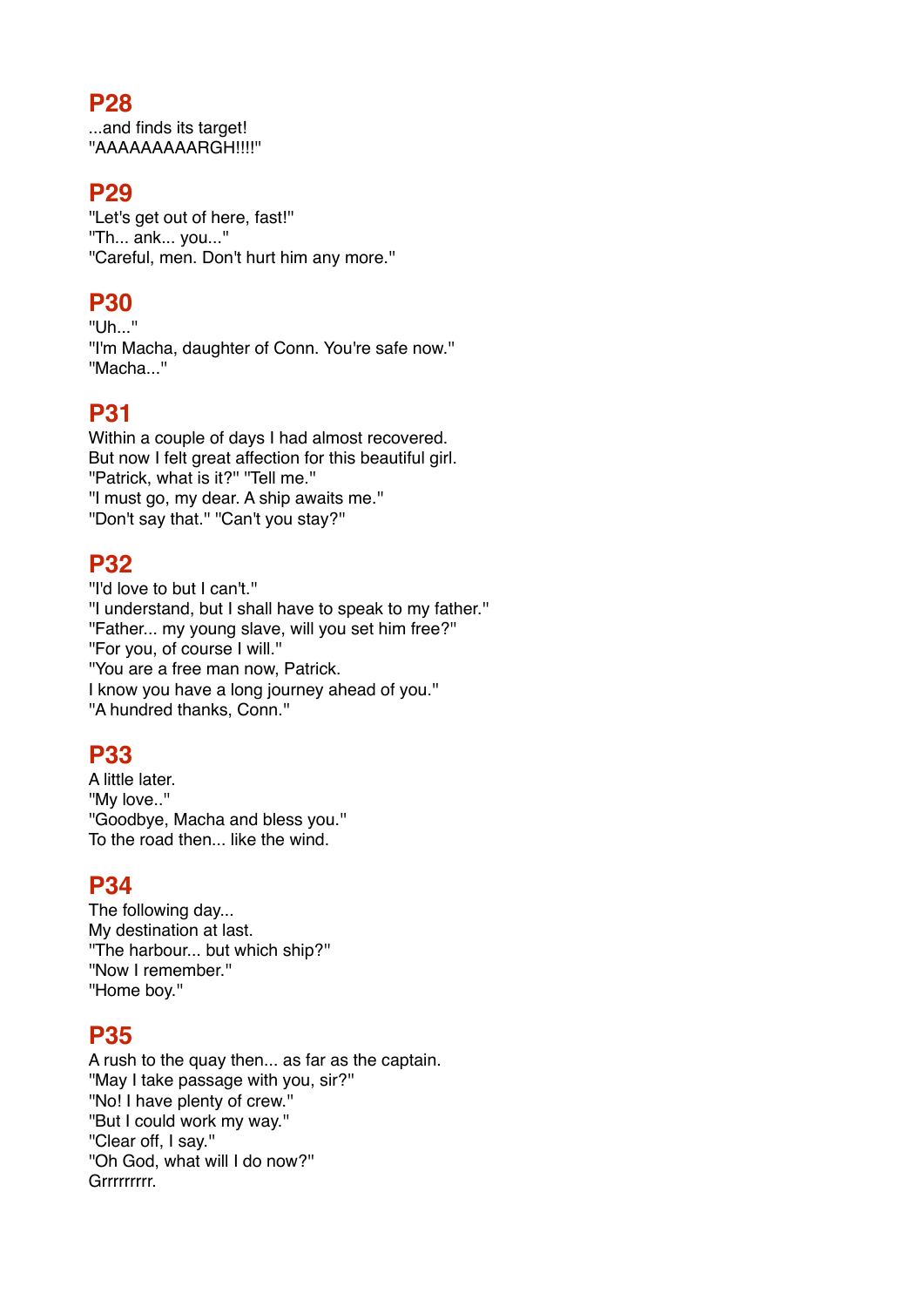## P28

...and finds its target!
"AAAAAAAAARGH!!!!"

## P29

"Let's get out of here, fast!"
"Th... ank... you..."
"Careful, men. Don't hurt him any more."

## P30

"Uh..."
"I'm Macha, daughter of Conn. You're safe now."
"Macha..."

## P31

Within a couple of days I had almost recovered.
But now I felt great affection for this beautiful girl.
"Patrick, what is it?" "Tell me."
"I must go, my dear. A ship awaits me."
"Don't say that." "Can't you stay?"

## P32

"I'd love to but I can't."
"I understand, but I shall have to speak to my father."
"Father... my young slave, will you set him free?"
"For you, of course I will."
"You are a free man now, Patrick.
I know you have a long journey ahead of you."
"A hundred thanks, Conn."

## P33

A little later.
"My love.."
"Goodbye, Macha and bless you."
To the road then... like the wind.

## P34

The following day...
My destination at last.
"The harbour... but which ship?"
"Now I remember."
"Home boy."

## P35

A rush to the quay then... as far as the captain.
"May I take passage with you, sir?"
"No! I have plenty of crew."
"But I could work my way."
"Clear off, I say."
"Oh God, what will I do now?"
Grrrrrrrrr.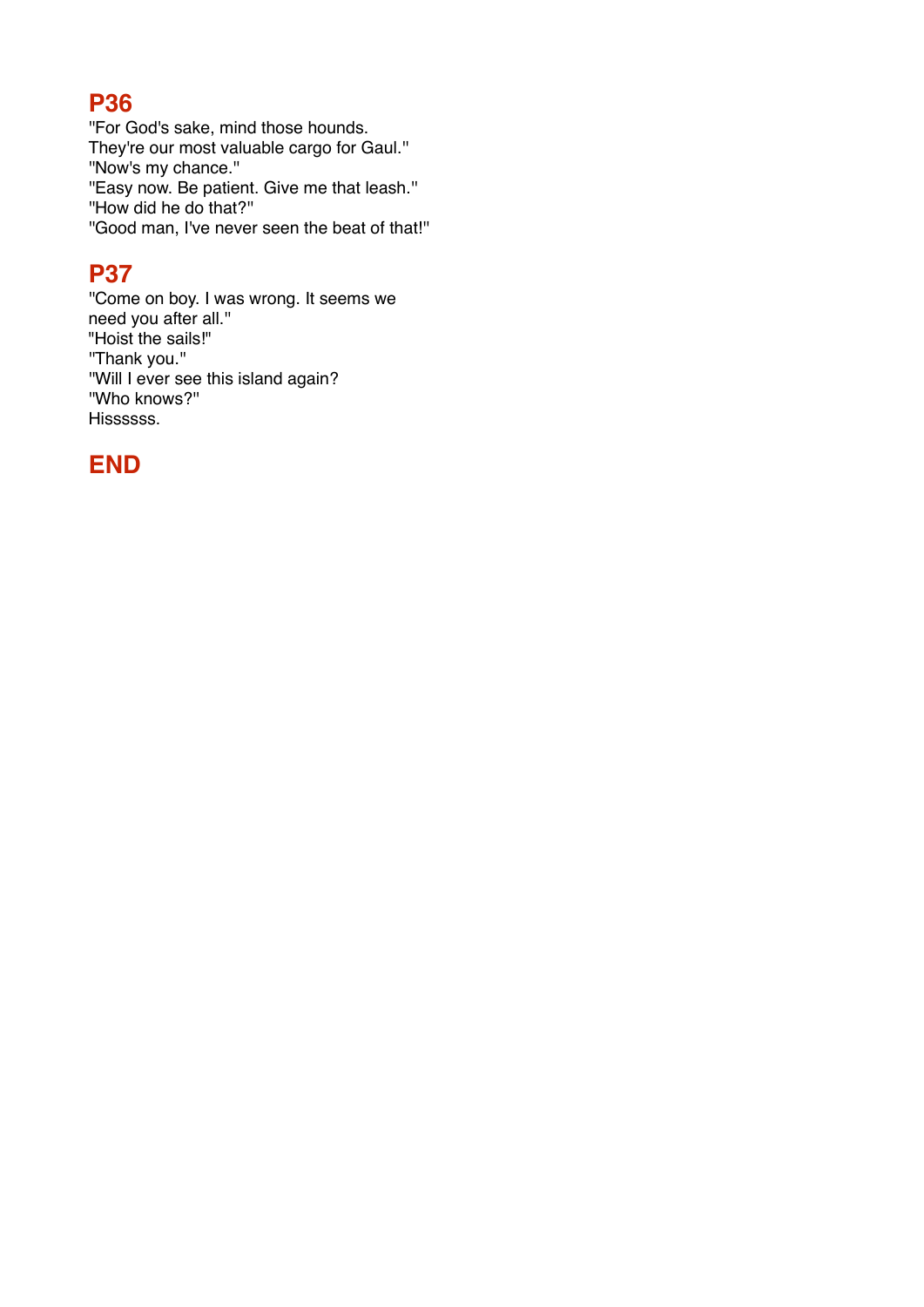## P36

"For God's sake, mind those hounds.
They're our most valuable cargo for Gaul."
"Now's my chance."
"Easy now. Be patient. Give me that leash."
"How did he do that?"
"Good man, I've never seen the beat of that!"

## P37

"Come on boy. I was wrong. It seems we need you after all."
"Hoist the sails!"
"Thank you."
"Will I ever see this island again?
"Who knows?"
Hissssss.

## END